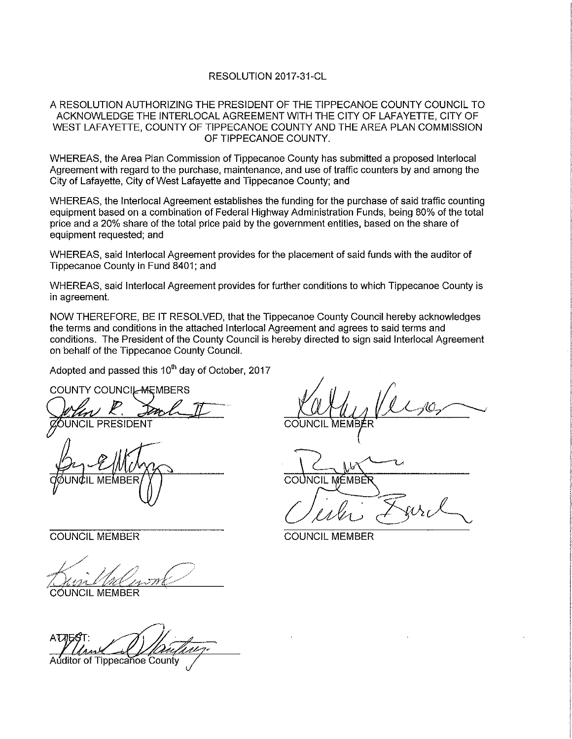# RESOLUTION 2017-31-CL

A RESOLUTION AUTHORIZING THE PRESIDENT OF THE TIPPECANOE COUNTY COUNCIL TO ACKNOWLEDGE THE INTERLOCAL AGREEMENT WITH THE CITY OF LAFAYETTE, CITY OF WEST LAFAYETTE, COUNTY OF TIPPECANOE COUNTY AND THE AREA PLAN COMMISSION OF TIPPECANOE COUNTY.

WHEREAS, the Area Plan Commission of Tippecanoe County has submitted a proposed Interlocal Agreement with regard to the purchase, maintenance, and use of traffic counters by and among the City of Lafayette, City of West Lafayette and Tippecanoe County; and

WHEREAS, the Interlocal Agreement establishes the funding for the purchase of said traffic counting equipment based on a combination of Federal Highway Administration Funds, being 80% of the total price and a 20% share of the total price paid by the government entities, based on the share of equipment requested; and

WHEREAS, said Interlocal Agreement provides for the placement of said funds with the auditor of Tippecanoe County in Fund 8401; and

WHEREAS, said Interlocal Agreement provides for further conditions to which Tippecanoe County is in agreement.

NOW THEREFORE, BE IT RESOLVED, that the Tippecanoe County Council hereby acknowledges the terms and conditions in the attached Interlocal Agreement and agrees to said terms and conditions. The President of the County Council is hereby directed to sign said Interlocal Agreement on behalf of the Tippecanoe County Council.

Adopted and passed this 10th day of October, 2017

COUNTY COUNCIL MEMBERS

John R. Smith II
COUNCIL PRESIDENT

COUNCIL MEMBER

COUNCIL MEMBER

COUNCIL MEMBER

COUNCIL MEMBER

COUNCIL MEMBER

COUNCIL MEMBER

ATTEST:

Auditor of Tippecanoe County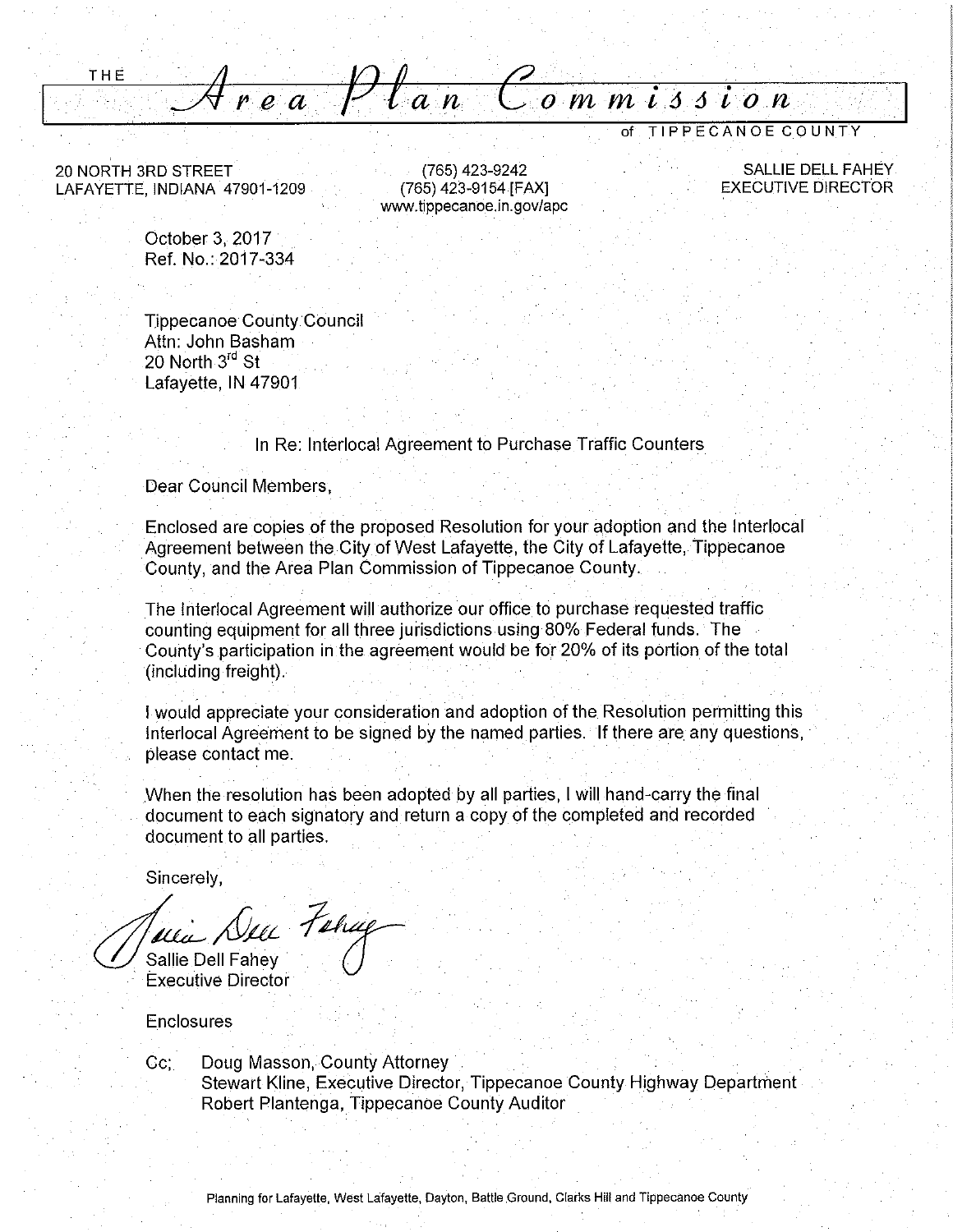# THE *Area Plan Commission* of TIPPECANOE COUNTY

20 NORTH 3RD STREET
LAFAYETTE, INDIANA 47901-1209

(765) 423-9242
(765) 423-9154 [FAX]
www.tippecanoe.in.gov/apc

SALLIE DELL FAHEY
EXECUTIVE DIRECTOR

October 3, 2017
Ref. No.: 2017-334

Tippecanoe County Council
Attn: John Basham
20 North 3rd St
Lafayette, IN 47901

In Re: Interlocal Agreement to Purchase Traffic Counters

Dear Council Members,

Enclosed are copies of the proposed Resolution for your adoption and the Interlocal Agreement between the City of West Lafayette, the City of Lafayette, Tippecanoe County, and the Area Plan Commission of Tippecanoe County.

The Interlocal Agreement will authorize our office to purchase requested traffic counting equipment for all three jurisdictions using 80% Federal funds. The County's participation in the agreement would be for 20% of its portion of the total (including freight).

I would appreciate your consideration and adoption of the Resolution permitting this Interlocal Agreement to be signed by the named parties. If there are any questions, please contact me.

When the resolution has been adopted by all parties, I will hand-carry the final document to each signatory and return a copy of the completed and recorded document to all parties.

Sincerely,

Sallie Dell Fahey
Executive Director

Enclosures

Cc: Doug Masson, County Attorney
Stewart Kline, Executive Director, Tippecanoe County Highway Department
Robert Plantenga, Tippecanoe County Auditor

Planning for Lafayette, West Lafayette, Dayton, Battle Ground, Clarks Hill and Tippecanoe County